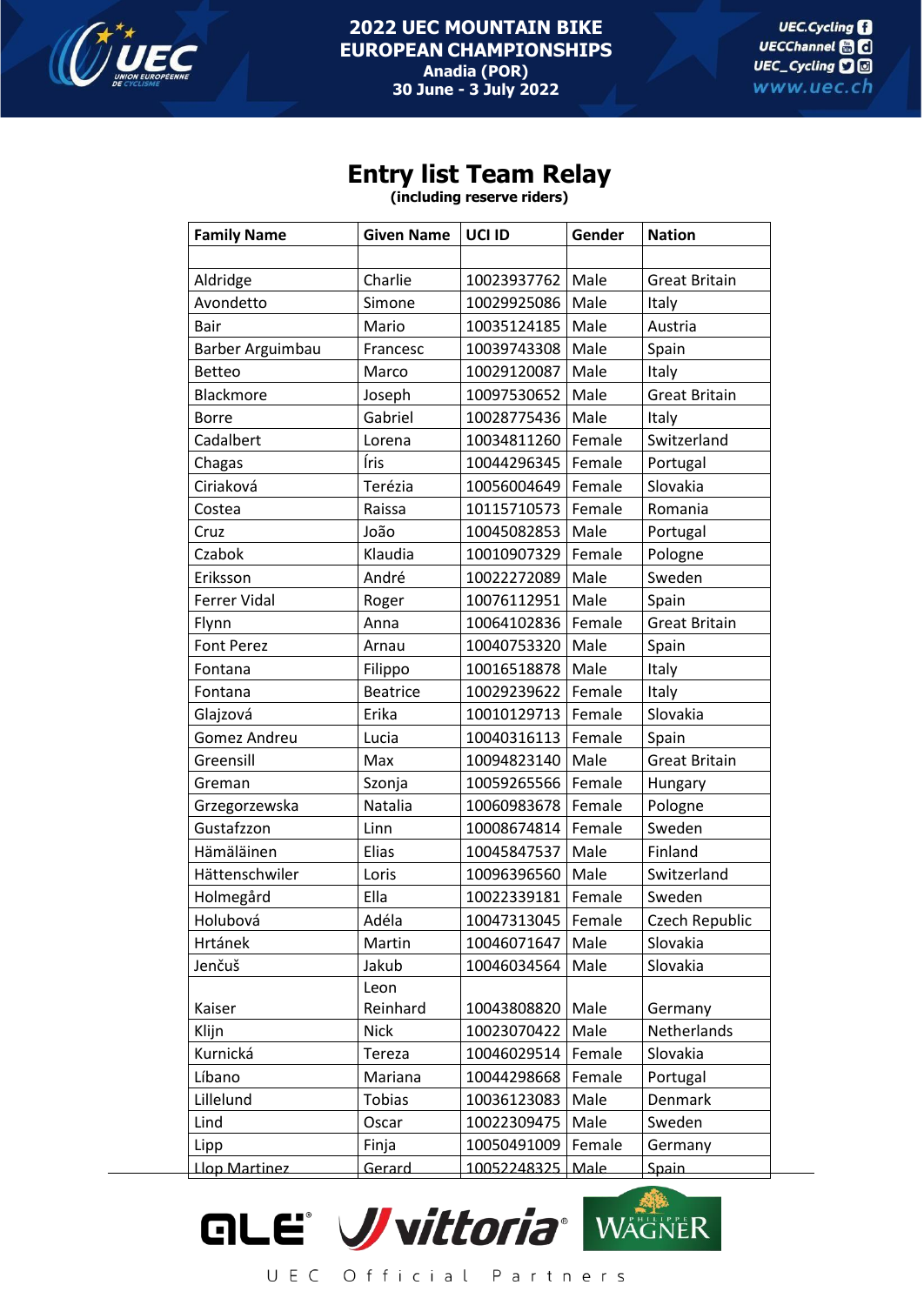# 2022 UEC MOUNTAIN BIKE EUROPEAN CHAMPIONSHIPS

**Anadia (POR)**
**30 June - 3 July 2022**

## Entry list Team Relay

**(including reserve riders)**

| Family Name | Given Name | UCI ID | Gender | Nation |
|---|---|---|---|---|
| | | | | |
| Aldridge | Charlie | 10023937762 | Male | Great Britain |
| Avondetto | Simone | 10029925086 | Male | Italy |
| Bair | Mario | 10035124185 | Male | Austria |
| Barber Arguimbau | Francesc | 10039743308 | Male | Spain |
| Betteo | Marco | 10029120087 | Male | Italy |
| Blackmore | Joseph | 10097530652 | Male | Great Britain |
| Borre | Gabriel | 10028775436 | Male | Italy |
| Cadalbert | Lorena | 10034811260 | Female | Switzerland |
| Chagas | Íris | 10044296345 | Female | Portugal |
| Ciriaková | Terézia | 10056004649 | Female | Slovakia |
| Costea | Raissa | 10115710573 | Female | Romania |
| Cruz | João | 10045082853 | Male | Portugal |
| Czabok | Klaudia | 10010907329 | Female | Pologne |
| Eriksson | André | 10022272089 | Male | Sweden |
| Ferrer Vidal | Roger | 10076112951 | Male | Spain |
| Flynn | Anna | 10064102836 | Female | Great Britain |
| Font Perez | Arnau | 10040753320 | Male | Spain |
| Fontana | Filippo | 10016518878 | Male | Italy |
| Fontana | Beatrice | 10029239622 | Female | Italy |
| Glajzová | Erika | 10010129713 | Female | Slovakia |
| Gomez Andreu | Lucia | 10040316113 | Female | Spain |
| Greensill | Max | 10094823140 | Male | Great Britain |
| Greman | Szonja | 10059265566 | Female | Hungary |
| Grzegorzewska | Natalia | 10060983678 | Female | Pologne |
| Gustafzzon | Linn | 10008674814 | Female | Sweden |
| Hämäläinen | Elias | 10045847537 | Male | Finland |
| Hättenschwiler | Loris | 10096396560 | Male | Switzerland |
| Holmegård | Ella | 10022339181 | Female | Sweden |
| Holubová | Adéla | 10047313045 | Female | Czech Republic |
| Hrtánek | Martin | 10046071647 | Male | Slovakia |
| Jenčuš | Jakub | 10046034564 | Male | Slovakia |
| Kaiser | Leon Reinhard | 10043808820 | Male | Germany |
| Klijn | Nick | 10023070422 | Male | Netherlands |
| Kurnická | Tereza | 10046029514 | Female | Slovakia |
| Líbano | Mariana | 10044298668 | Female | Portugal |
| Lillelund | Tobias | 10036123083 | Male | Denmark |
| Lind | Oscar | 10022309475 | Male | Sweden |
| Lipp | Finja | 10050491009 | Female | Germany |
| Llop Martinez | Gerard | 10052248325 | Male | Spain |

UEC Official Partners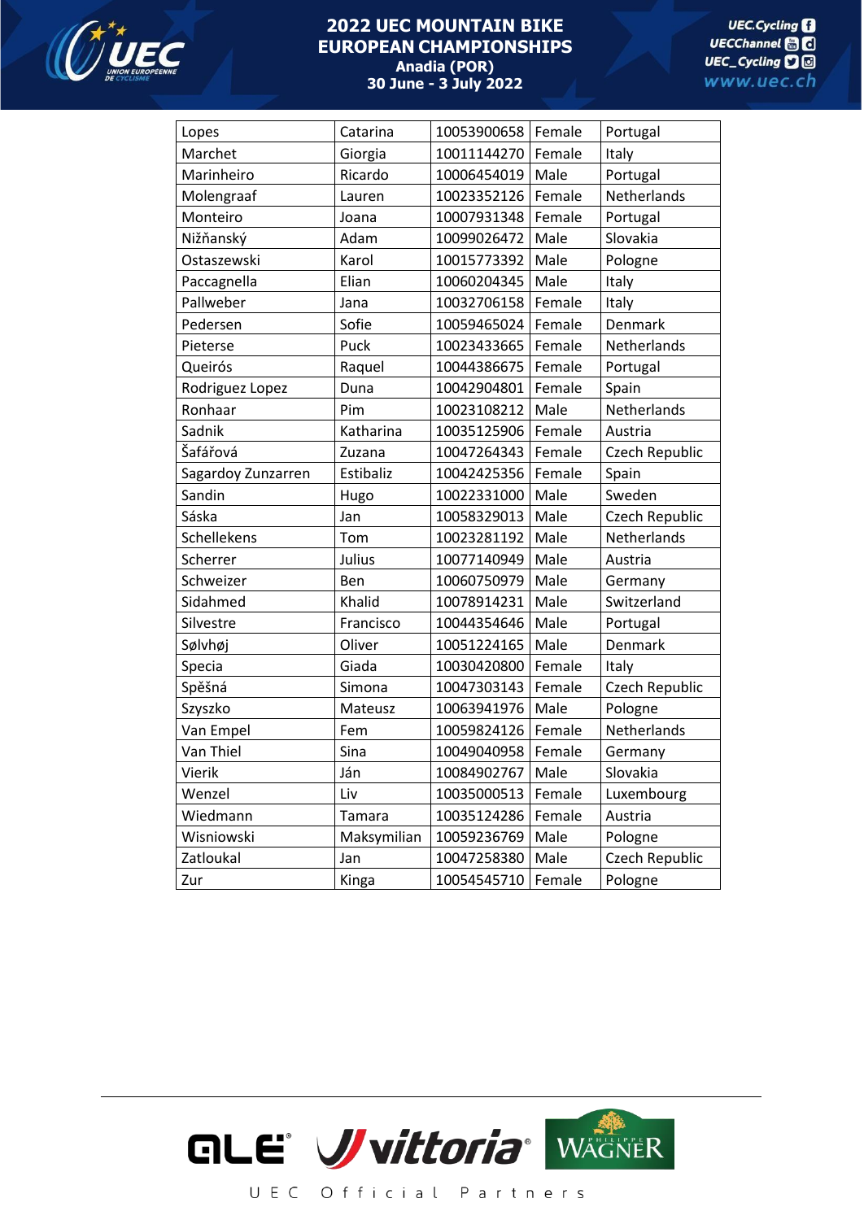| | | | | |
|---|---|---|---|---|
| Lopes | Catarina | 10053900658 | Female | Portugal |
| Marchet | Giorgia | 10011144270 | Female | Italy |
| Marinheiro | Ricardo | 10006454019 | Male | Portugal |
| Molengraaf | Lauren | 10023352126 | Female | Netherlands |
| Monteiro | Joana | 10007931348 | Female | Portugal |
| Nižňanský | Adam | 10099026472 | Male | Slovakia |
| Ostaszewski | Karol | 10015773392 | Male | Pologne |
| Paccagnella | Elian | 10060204345 | Male | Italy |
| Pallweber | Jana | 10032706158 | Female | Italy |
| Pedersen | Sofie | 10059465024 | Female | Denmark |
| Pieterse | Puck | 10023433665 | Female | Netherlands |
| Queirós | Raquel | 10044386675 | Female | Portugal |
| Rodriguez Lopez | Duna | 10042904801 | Female | Spain |
| Ronhaar | Pim | 10023108212 | Male | Netherlands |
| Sadnik | Katharina | 10035125906 | Female | Austria |
| Šafářová | Zuzana | 10047264343 | Female | Czech Republic |
| Sagardoy Zunzarren | Estibaliz | 10042425356 | Female | Spain |
| Sandin | Hugo | 10022331000 | Male | Sweden |
| Sáska | Jan | 10058329013 | Male | Czech Republic |
| Schellekens | Tom | 10023281192 | Male | Netherlands |
| Scherrer | Julius | 10077140949 | Male | Austria |
| Schweizer | Ben | 10060750979 | Male | Germany |
| Sidahmed | Khalid | 10078914231 | Male | Switzerland |
| Silvestre | Francisco | 10044354646 | Male | Portugal |
| Sølvhøj | Oliver | 10051224165 | Male | Denmark |
| Specia | Giada | 10030420800 | Female | Italy |
| Spěšná | Simona | 10047303143 | Female | Czech Republic |
| Szyszko | Mateusz | 10063941976 | Male | Pologne |
| Van Empel | Fem | 10059824126 | Female | Netherlands |
| Van Thiel | Sina | 10049040958 | Female | Germany |
| Vierik | Ján | 10084902767 | Male | Slovakia |
| Wenzel | Liv | 10035000513 | Female | Luxembourg |
| Wiedmann | Tamara | 10035124286 | Female | Austria |
| Wisniowski | Maksymilian | 10059236769 | Male | Pologne |
| Zatloukal | Jan | 10047258380 | Male | Czech Republic |
| Zur | Kinga | 10054545710 | Female | Pologne |